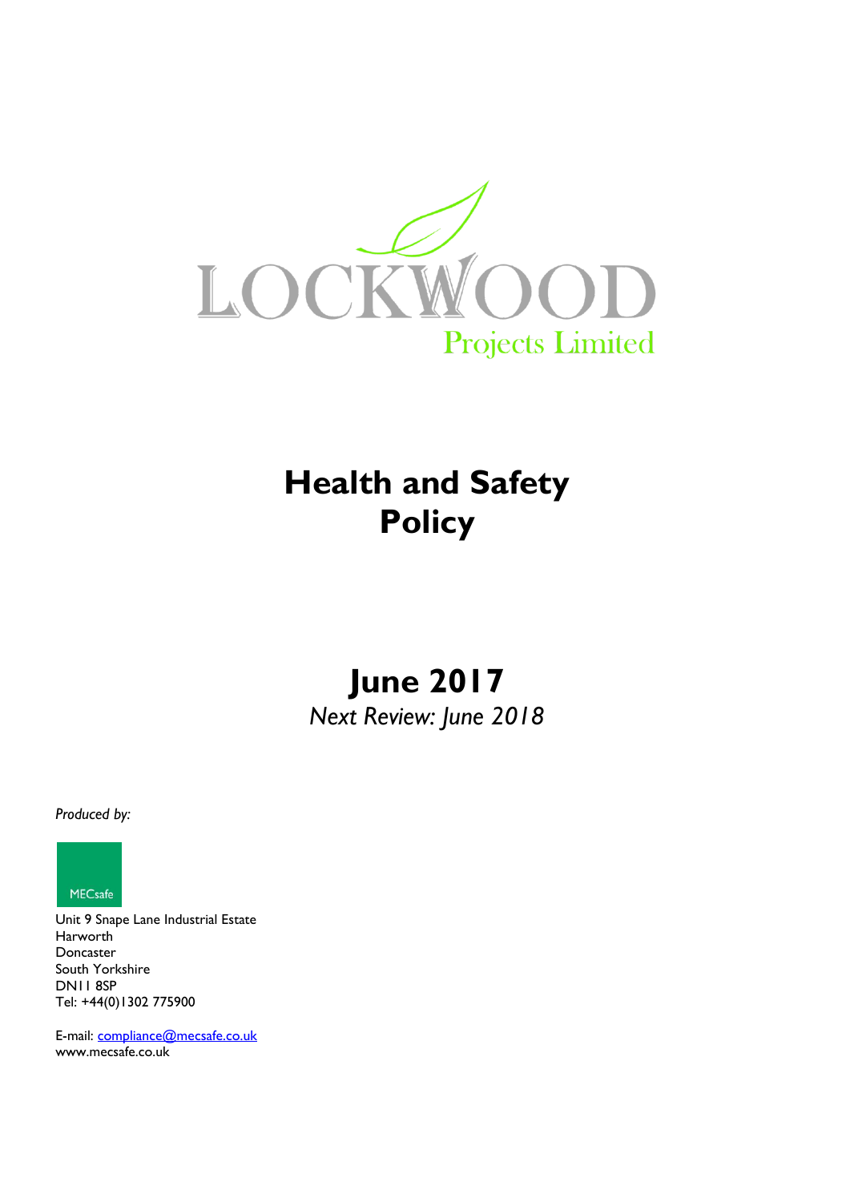LOCKWOOD

Projects Limited

# Health and Safety Policy

# June 2017

*Next Review: June 2018*

*Produced by:*

MECsafe

Unit 9 Snape Lane Industrial Estate
Harworth
Doncaster
South Yorkshire
DN11 8SP
Tel: +44(0)1302 775900

E-mail: compliance@mecsafe.co.uk
www.mecsafe.co.uk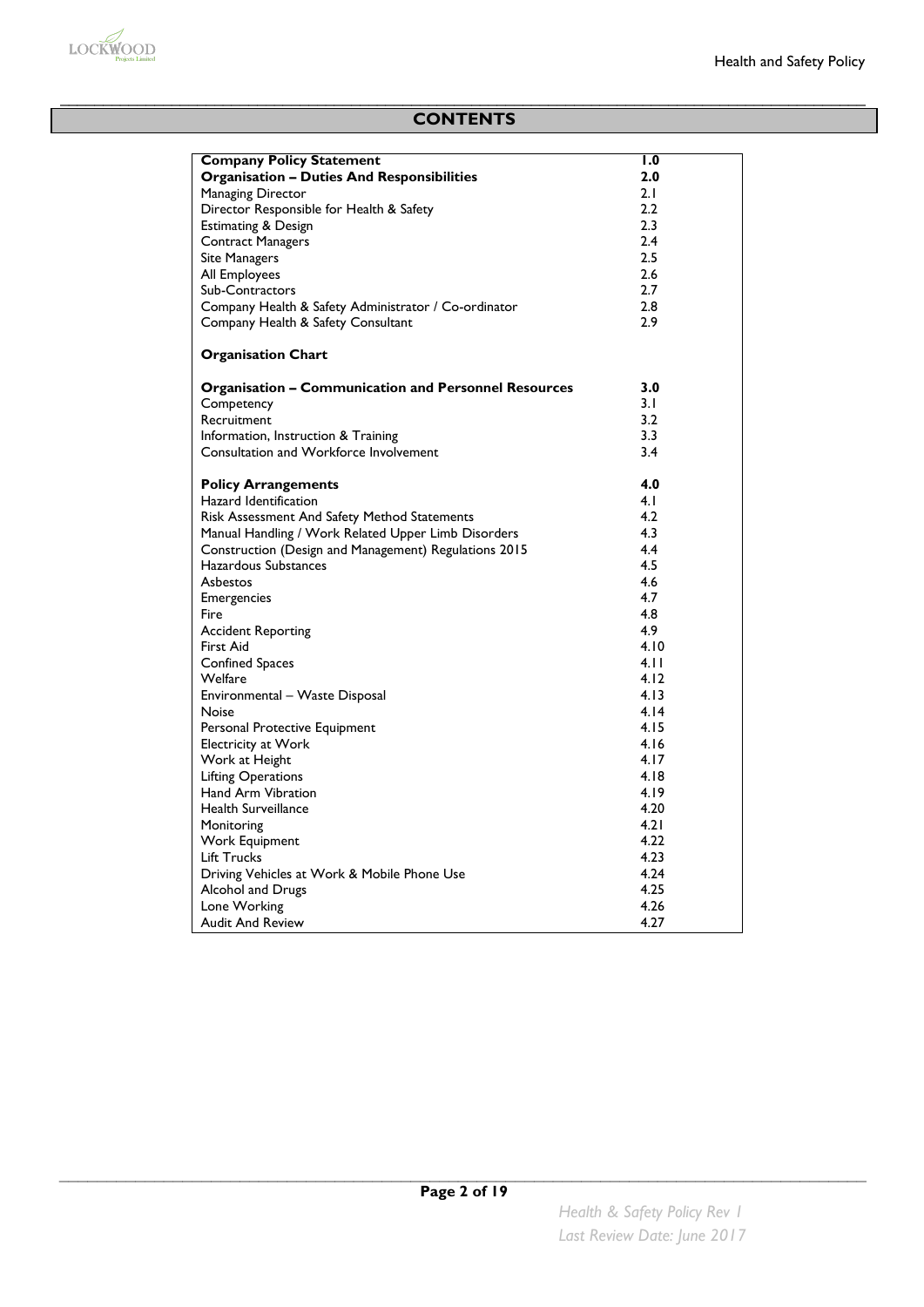# CONTENTS

| | |
|---|---|
| **Company Policy Statement** | **1.0** |
| **Organisation – Duties And Responsibilities** | **2.0** |
| Managing Director | 2.1 |
| Director Responsible for Health & Safety | 2.2 |
| Estimating & Design | 2.3 |
| Contract Managers | 2.4 |
| Site Managers | 2.5 |
| All Employees | 2.6 |
| Sub-Contractors | 2.7 |
| Company Health & Safety Administrator / Co-ordinator | 2.8 |
| Company Health & Safety Consultant | 2.9 |
| **Organisation Chart** | |
| **Organisation – Communication and Personnel Resources** | **3.0** |
| Competency | 3.1 |
| Recruitment | 3.2 |
| Information, Instruction & Training | 3.3 |
| Consultation and Workforce Involvement | 3.4 |
| **Policy Arrangements** | **4.0** |
| Hazard Identification | 4.1 |
| Risk Assessment And Safety Method Statements | 4.2 |
| Manual Handling / Work Related Upper Limb Disorders | 4.3 |
| Construction (Design and Management) Regulations 2015 | 4.4 |
| Hazardous Substances | 4.5 |
| Asbestos | 4.6 |
| Emergencies | 4.7 |
| Fire | 4.8 |
| Accident Reporting | 4.9 |
| First Aid | 4.10 |
| Confined Spaces | 4.11 |
| Welfare | 4.12 |
| Environmental – Waste Disposal | 4.13 |
| Noise | 4.14 |
| Personal Protective Equipment | 4.15 |
| Electricity at Work | 4.16 |
| Work at Height | 4.17 |
| Lifting Operations | 4.18 |
| Hand Arm Vibration | 4.19 |
| Health Surveillance | 4.20 |
| Monitoring | 4.21 |
| Work Equipment | 4.22 |
| Lift Trucks | 4.23 |
| Driving Vehicles at Work & Mobile Phone Use | 4.24 |
| Alcohol and Drugs | 4.25 |
| Lone Working | 4.26 |
| Audit And Review | 4.27 |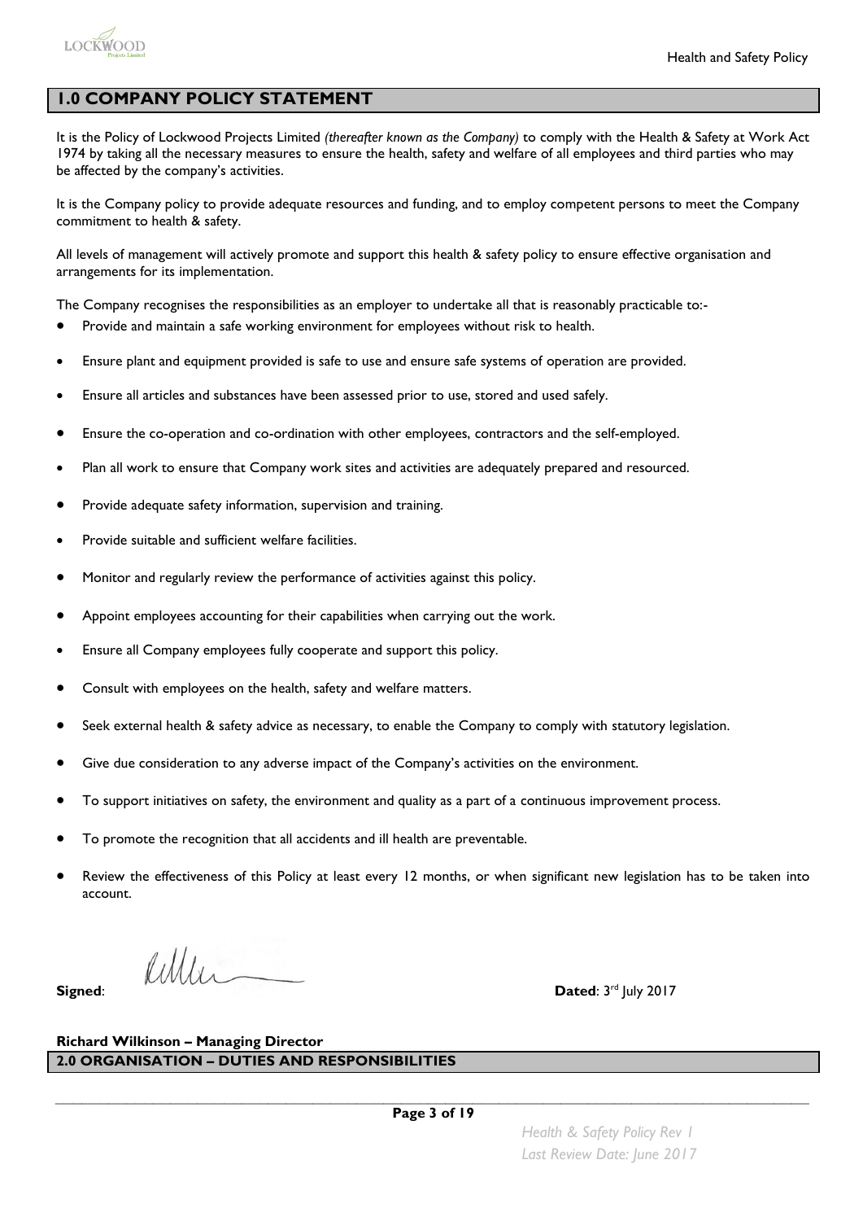## 1.0 COMPANY POLICY STATEMENT

It is the Policy of Lockwood Projects Limited *(thereafter known as the Company)* to comply with the Health & Safety at Work Act 1974 by taking all the necessary measures to ensure the health, safety and welfare of all employees and third parties who may be affected by the company's activities.

It is the Company policy to provide adequate resources and funding, and to employ competent persons to meet the Company commitment to health & safety.

All levels of management will actively promote and support this health & safety policy to ensure effective organisation and arrangements for its implementation.

The Company recognises the responsibilities as an employer to undertake all that is reasonably practicable to:-

- Provide and maintain a safe working environment for employees without risk to health.
- Ensure plant and equipment provided is safe to use and ensure safe systems of operation are provided.
- Ensure all articles and substances have been assessed prior to use, stored and used safely.
- Ensure the co-operation and co-ordination with other employees, contractors and the self-employed.
- Plan all work to ensure that Company work sites and activities are adequately prepared and resourced.
- Provide adequate safety information, supervision and training.
- Provide suitable and sufficient welfare facilities.
- Monitor and regularly review the performance of activities against this policy.
- Appoint employees accounting for their capabilities when carrying out the work.
- Ensure all Company employees fully cooperate and support this policy.
- Consult with employees on the health, safety and welfare matters.
- Seek external health & safety advice as necessary, to enable the Company to comply with statutory legislation.
- Give due consideration to any adverse impact of the Company's activities on the environment.
- To support initiatives on safety, the environment and quality as a part of a continuous improvement process.
- To promote the recognition that all accidents and ill health are preventable.
- Review the effectiveness of this Policy at least every 12 months, or when significant new legislation has to be taken into account.

**Signed**: **Dated**: 3rd July 2017

**Richard Wilkinson – Managing Director**

## 2.0 ORGANISATION – DUTIES AND RESPONSIBILITIES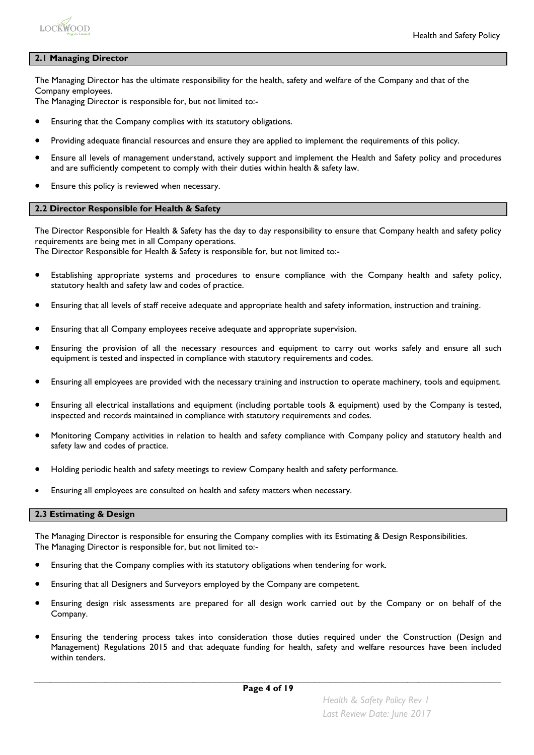## 2.1 Managing Director

The Managing Director has the ultimate responsibility for the health, safety and welfare of the Company and that of the Company employees.
The Managing Director is responsible for, but not limited to:-

- Ensuring that the Company complies with its statutory obligations.
- Providing adequate financial resources and ensure they are applied to implement the requirements of this policy.
- Ensure all levels of management understand, actively support and implement the Health and Safety policy and procedures and are sufficiently competent to comply with their duties within health & safety law.
- Ensure this policy is reviewed when necessary.

## 2.2 Director Responsible for Health & Safety

The Director Responsible for Health & Safety has the day to day responsibility to ensure that Company health and safety policy requirements are being met in all Company operations.
The Director Responsible for Health & Safety is responsible for, but not limited to:-

- Establishing appropriate systems and procedures to ensure compliance with the Company health and safety policy, statutory health and safety law and codes of practice.
- Ensuring that all levels of staff receive adequate and appropriate health and safety information, instruction and training.
- Ensuring that all Company employees receive adequate and appropriate supervision.
- Ensuring the provision of all the necessary resources and equipment to carry out works safely and ensure all such equipment is tested and inspected in compliance with statutory requirements and codes.
- Ensuring all employees are provided with the necessary training and instruction to operate machinery, tools and equipment.
- Ensuring all electrical installations and equipment (including portable tools & equipment) used by the Company is tested, inspected and records maintained in compliance with statutory requirements and codes.
- Monitoring Company activities in relation to health and safety compliance with Company policy and statutory health and safety law and codes of practice.
- Holding periodic health and safety meetings to review Company health and safety performance.
- Ensuring all employees are consulted on health and safety matters when necessary.

## 2.3 Estimating & Design

The Managing Director is responsible for ensuring the Company complies with its Estimating & Design Responsibilities.
The Managing Director is responsible for, but not limited to:-

- Ensuring that the Company complies with its statutory obligations when tendering for work.
- Ensuring that all Designers and Surveyors employed by the Company are competent.
- Ensuring design risk assessments are prepared for all design work carried out by the Company or on behalf of the Company.
- Ensuring the tendering process takes into consideration those duties required under the Construction (Design and Management) Regulations 2015 and that adequate funding for health, safety and welfare resources have been included within tenders.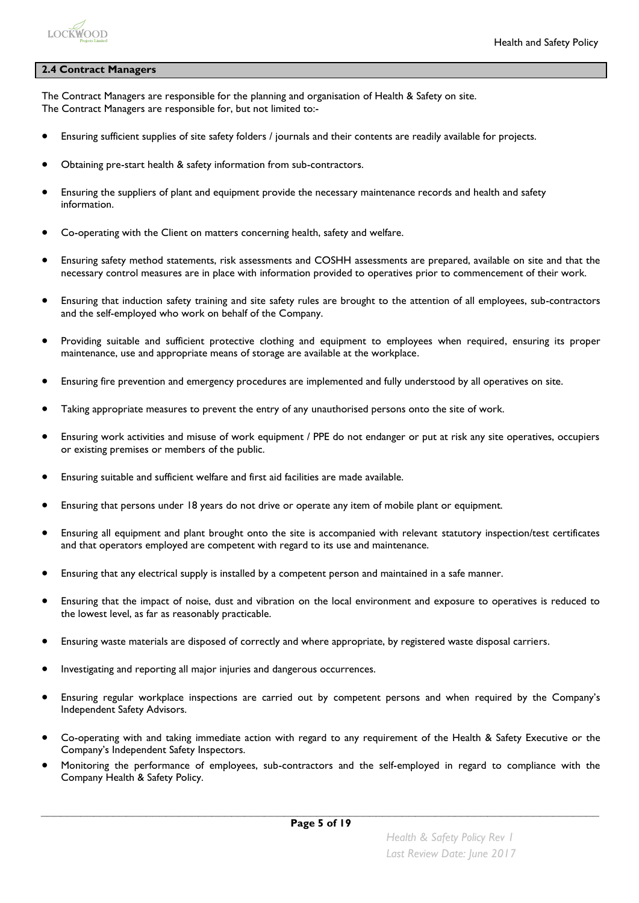## 2.4 Contract Managers

The Contract Managers are responsible for the planning and organisation of Health & Safety on site.
The Contract Managers are responsible for, but not limited to:-

- Ensuring sufficient supplies of site safety folders / journals and their contents are readily available for projects.
- Obtaining pre-start health & safety information from sub-contractors.
- Ensuring the suppliers of plant and equipment provide the necessary maintenance records and health and safety information.
- Co-operating with the Client on matters concerning health, safety and welfare.
- Ensuring safety method statements, risk assessments and COSHH assessments are prepared, available on site and that the necessary control measures are in place with information provided to operatives prior to commencement of their work.
- Ensuring that induction safety training and site safety rules are brought to the attention of all employees, sub-contractors and the self-employed who work on behalf of the Company.
- Providing suitable and sufficient protective clothing and equipment to employees when required, ensuring its proper maintenance, use and appropriate means of storage are available at the workplace.
- Ensuring fire prevention and emergency procedures are implemented and fully understood by all operatives on site.
- Taking appropriate measures to prevent the entry of any unauthorised persons onto the site of work.
- Ensuring work activities and misuse of work equipment / PPE do not endanger or put at risk any site operatives, occupiers or existing premises or members of the public.
- Ensuring suitable and sufficient welfare and first aid facilities are made available.
- Ensuring that persons under 18 years do not drive or operate any item of mobile plant or equipment.
- Ensuring all equipment and plant brought onto the site is accompanied with relevant statutory inspection/test certificates and that operators employed are competent with regard to its use and maintenance.
- Ensuring that any electrical supply is installed by a competent person and maintained in a safe manner.
- Ensuring that the impact of noise, dust and vibration on the local environment and exposure to operatives is reduced to the lowest level, as far as reasonably practicable.
- Ensuring waste materials are disposed of correctly and where appropriate, by registered waste disposal carriers.
- Investigating and reporting all major injuries and dangerous occurrences.
- Ensuring regular workplace inspections are carried out by competent persons and when required by the Company's Independent Safety Advisors.
- Co-operating with and taking immediate action with regard to any requirement of the Health & Safety Executive or the Company's Independent Safety Inspectors.
- Monitoring the performance of employees, sub-contractors and the self-employed in regard to compliance with the Company Health & Safety Policy.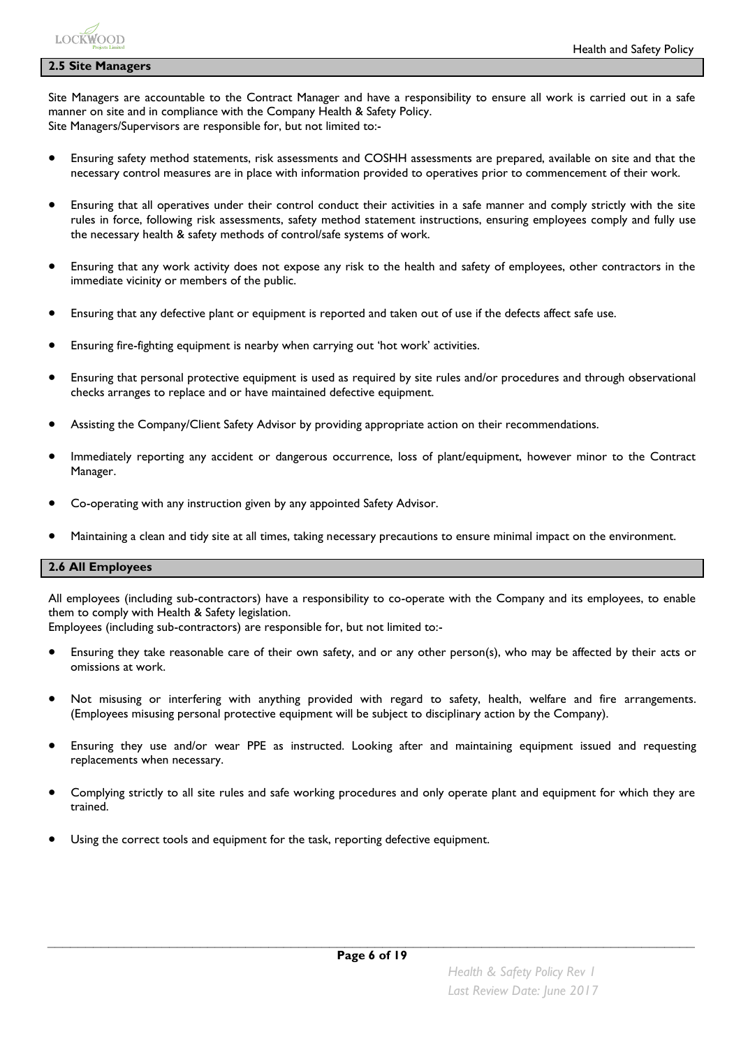## 2.5 Site Managers

Site Managers are accountable to the Contract Manager and have a responsibility to ensure all work is carried out in a safe manner on site and in compliance with the Company Health & Safety Policy.
Site Managers/Supervisors are responsible for, but not limited to:-

- Ensuring safety method statements, risk assessments and COSHH assessments are prepared, available on site and that the necessary control measures are in place with information provided to operatives prior to commencement of their work.
- Ensuring that all operatives under their control conduct their activities in a safe manner and comply strictly with the site rules in force, following risk assessments, safety method statement instructions, ensuring employees comply and fully use the necessary health & safety methods of control/safe systems of work.
- Ensuring that any work activity does not expose any risk to the health and safety of employees, other contractors in the immediate vicinity or members of the public.
- Ensuring that any defective plant or equipment is reported and taken out of use if the defects affect safe use.
- Ensuring fire-fighting equipment is nearby when carrying out 'hot work' activities.
- Ensuring that personal protective equipment is used as required by site rules and/or procedures and through observational checks arranges to replace and or have maintained defective equipment.
- Assisting the Company/Client Safety Advisor by providing appropriate action on their recommendations.
- Immediately reporting any accident or dangerous occurrence, loss of plant/equipment, however minor to the Contract Manager.
- Co-operating with any instruction given by any appointed Safety Advisor.
- Maintaining a clean and tidy site at all times, taking necessary precautions to ensure minimal impact on the environment.

## 2.6 All Employees

All employees (including sub-contractors) have a responsibility to co-operate with the Company and its employees, to enable them to comply with Health & Safety legislation.
Employees (including sub-contractors) are responsible for, but not limited to:-

- Ensuring they take reasonable care of their own safety, and or any other person(s), who may be affected by their acts or omissions at work.
- Not misusing or interfering with anything provided with regard to safety, health, welfare and fire arrangements. (Employees misusing personal protective equipment will be subject to disciplinary action by the Company).
- Ensuring they use and/or wear PPE as instructed. Looking after and maintaining equipment issued and requesting replacements when necessary.
- Complying strictly to all site rules and safe working procedures and only operate plant and equipment for which they are trained.
- Using the correct tools and equipment for the task, reporting defective equipment.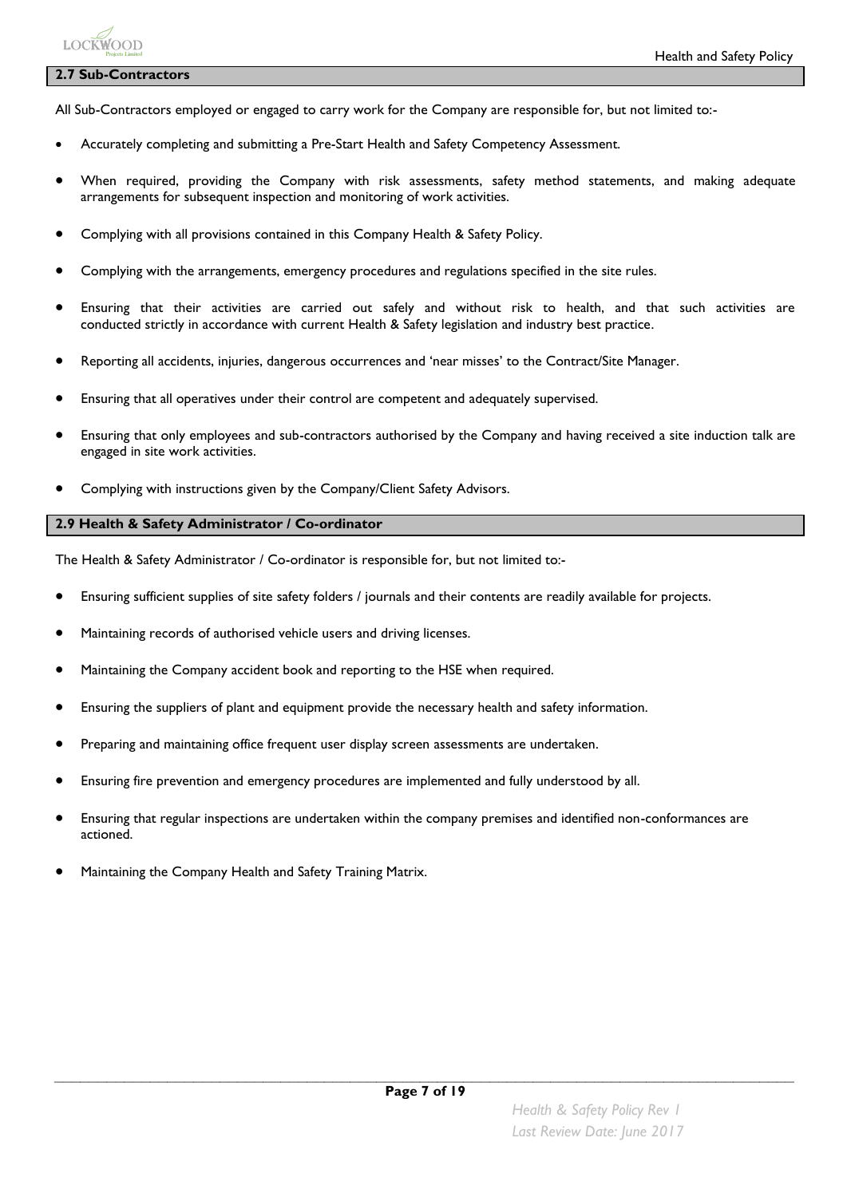## 2.7 Sub-Contractors

All Sub-Contractors employed or engaged to carry work for the Company are responsible for, but not limited to:-

- Accurately completing and submitting a Pre-Start Health and Safety Competency Assessment.
- When required, providing the Company with risk assessments, safety method statements, and making adequate arrangements for subsequent inspection and monitoring of work activities.
- Complying with all provisions contained in this Company Health & Safety Policy.
- Complying with the arrangements, emergency procedures and regulations specified in the site rules.
- Ensuring that their activities are carried out safely and without risk to health, and that such activities are conducted strictly in accordance with current Health & Safety legislation and industry best practice.
- Reporting all accidents, injuries, dangerous occurrences and 'near misses' to the Contract/Site Manager.
- Ensuring that all operatives under their control are competent and adequately supervised.
- Ensuring that only employees and sub-contractors authorised by the Company and having received a site induction talk are engaged in site work activities.
- Complying with instructions given by the Company/Client Safety Advisors.

## 2.9 Health & Safety Administrator / Co-ordinator

The Health & Safety Administrator / Co-ordinator is responsible for, but not limited to:-

- Ensuring sufficient supplies of site safety folders / journals and their contents are readily available for projects.
- Maintaining records of authorised vehicle users and driving licenses.
- Maintaining the Company accident book and reporting to the HSE when required.
- Ensuring the suppliers of plant and equipment provide the necessary health and safety information.
- Preparing and maintaining office frequent user display screen assessments are undertaken.
- Ensuring fire prevention and emergency procedures are implemented and fully understood by all.
- Ensuring that regular inspections are undertaken within the company premises and identified non-conformances are actioned.
- Maintaining the Company Health and Safety Training Matrix.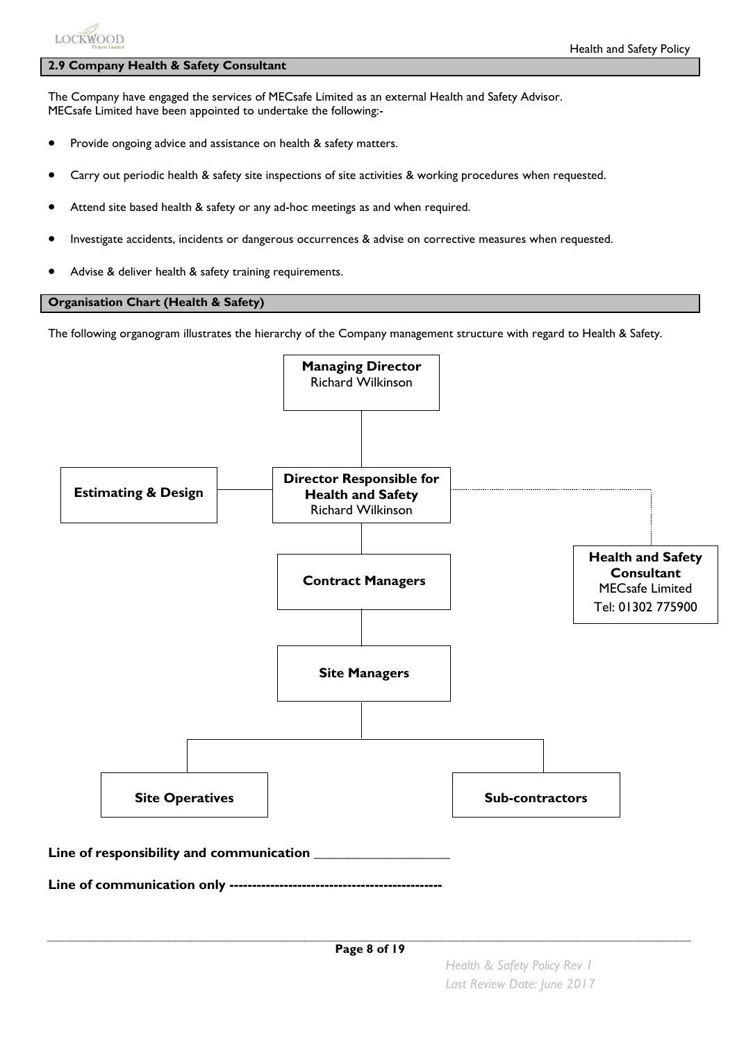## 2.9 Company Health & Safety Consultant

The Company have engaged the services of MECsafe Limited as an external Health and Safety Advisor.
MECsafe Limited have been appointed to undertake the following:-

- Provide ongoing advice and assistance on health & safety matters.
- Carry out periodic health & safety site inspections of site activities & working procedures when requested.
- Attend site based health & safety or any ad-hoc meetings as and when required.
- Investigate accidents, incidents or dangerous occurrences & advise on corrective measures when requested.
- Advise & deliver health & safety training requirements.

## Organisation Chart (Health & Safety)

The following organogram illustrates the hierarchy of the Company management structure with regard to Health & Safety.

**Managing Director**
Richard Wilkinson

**Estimating & Design**

**Director Responsible for Health and Safety**
Richard Wilkinson

**Health and Safety Consultant**
MECsafe Limited
Tel: 01302 775900

**Contract Managers**

**Site Managers**

**Site Operatives**

**Sub-contractors**

**Line of responsibility and communication** ___________________

**Line of communication only** ----------------------------------------------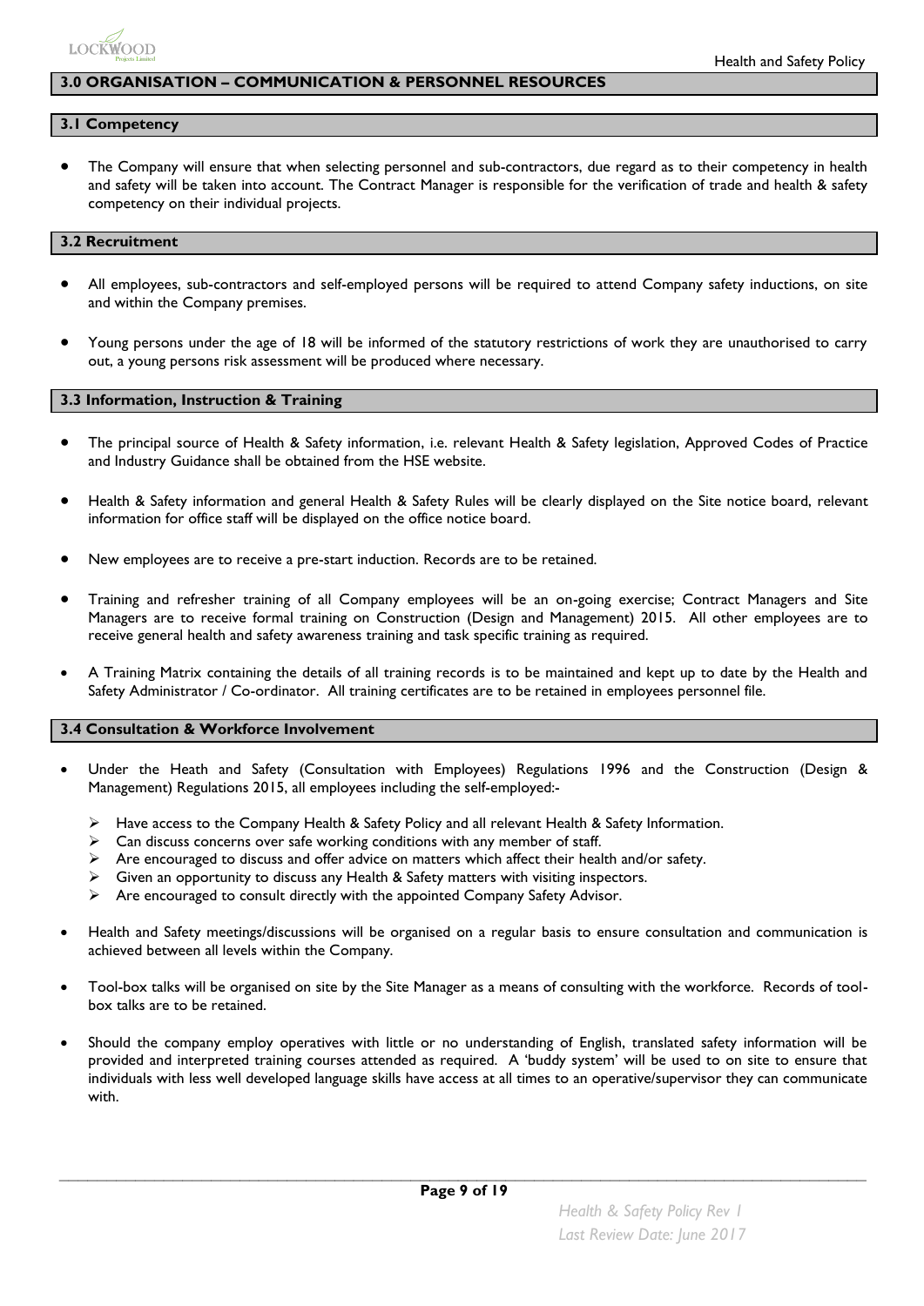## 3.0 ORGANISATION – COMMUNICATION & PERSONNEL RESOURCES

### 3.1 Competency

- The Company will ensure that when selecting personnel and sub-contractors, due regard as to their competency in health and safety will be taken into account. The Contract Manager is responsible for the verification of trade and health & safety competency on their individual projects.

### 3.2 Recruitment

- All employees, sub-contractors and self-employed persons will be required to attend Company safety inductions, on site and within the Company premises.
- Young persons under the age of 18 will be informed of the statutory restrictions of work they are unauthorised to carry out, a young persons risk assessment will be produced where necessary.

### 3.3 Information, Instruction & Training

- The principal source of Health & Safety information, i.e. relevant Health & Safety legislation, Approved Codes of Practice and Industry Guidance shall be obtained from the HSE website.
- Health & Safety information and general Health & Safety Rules will be clearly displayed on the Site notice board, relevant information for office staff will be displayed on the office notice board.
- New employees are to receive a pre-start induction. Records are to be retained.
- Training and refresher training of all Company employees will be an on-going exercise; Contract Managers and Site Managers are to receive formal training on Construction (Design and Management) 2015. All other employees are to receive general health and safety awareness training and task specific training as required.
- A Training Matrix containing the details of all training records is to be maintained and kept up to date by the Health and Safety Administrator / Co-ordinator. All training certificates are to be retained in employees personnel file.

### 3.4 Consultation & Workforce Involvement

- Under the Heath and Safety (Consultation with Employees) Regulations 1996 and the Construction (Design & Management) Regulations 2015, all employees including the self-employed:-
  - Have access to the Company Health & Safety Policy and all relevant Health & Safety Information.
  - Can discuss concerns over safe working conditions with any member of staff.
  - Are encouraged to discuss and offer advice on matters which affect their health and/or safety.
  - Given an opportunity to discuss any Health & Safety matters with visiting inspectors.
  - Are encouraged to consult directly with the appointed Company Safety Advisor.
- Health and Safety meetings/discussions will be organised on a regular basis to ensure consultation and communication is achieved between all levels within the Company.
- Tool-box talks will be organised on site by the Site Manager as a means of consulting with the workforce. Records of tool-box talks are to be retained.
- Should the company employ operatives with little or no understanding of English, translated safety information will be provided and interpreted training courses attended as required. A 'buddy system' will be used to on site to ensure that individuals with less well developed language skills have access at all times to an operative/supervisor they can communicate with.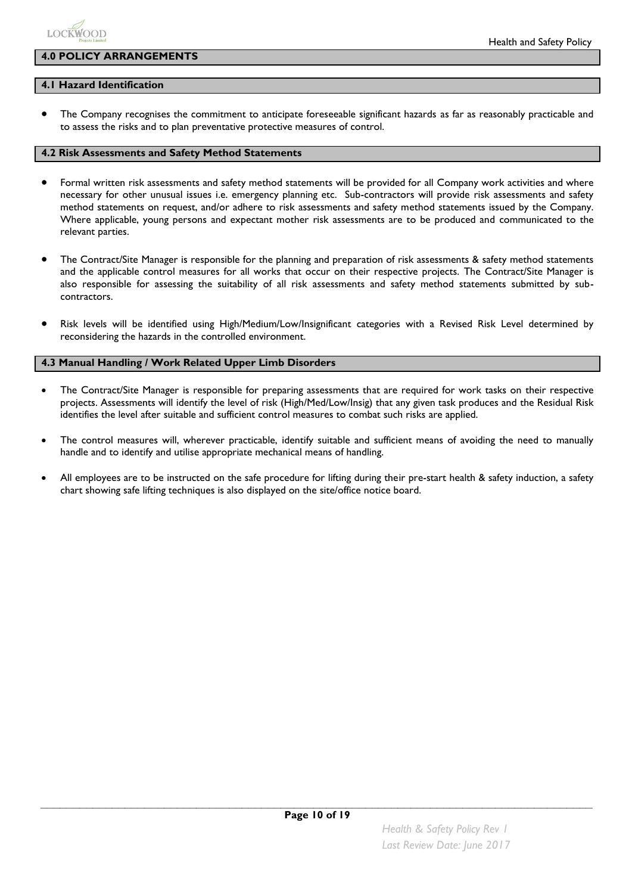## 4.0 POLICY ARRANGEMENTS

### 4.1 Hazard Identification

- The Company recognises the commitment to anticipate foreseeable significant hazards as far as reasonably practicable and to assess the risks and to plan preventative protective measures of control.

### 4.2 Risk Assessments and Safety Method Statements

- Formal written risk assessments and safety method statements will be provided for all Company work activities and where necessary for other unusual issues i.e. emergency planning etc. Sub-contractors will provide risk assessments and safety method statements on request, and/or adhere to risk assessments and safety method statements issued by the Company. Where applicable, young persons and expectant mother risk assessments are to be produced and communicated to the relevant parties.

- The Contract/Site Manager is responsible for the planning and preparation of risk assessments & safety method statements and the applicable control measures for all works that occur on their respective projects. The Contract/Site Manager is also responsible for assessing the suitability of all risk assessments and safety method statements submitted by sub-contractors.

- Risk levels will be identified using High/Medium/Low/Insignificant categories with a Revised Risk Level determined by reconsidering the hazards in the controlled environment.

### 4.3 Manual Handling / Work Related Upper Limb Disorders

- The Contract/Site Manager is responsible for preparing assessments that are required for work tasks on their respective projects. Assessments will identify the level of risk (High/Med/Low/Insig) that any given task produces and the Residual Risk identifies the level after suitable and sufficient control measures to combat such risks are applied.

- The control measures will, wherever practicable, identify suitable and sufficient means of avoiding the need to manually handle and to identify and utilise appropriate mechanical means of handling.

- All employees are to be instructed on the safe procedure for lifting during their pre-start health & safety induction, a safety chart showing safe lifting techniques is also displayed on the site/office notice board.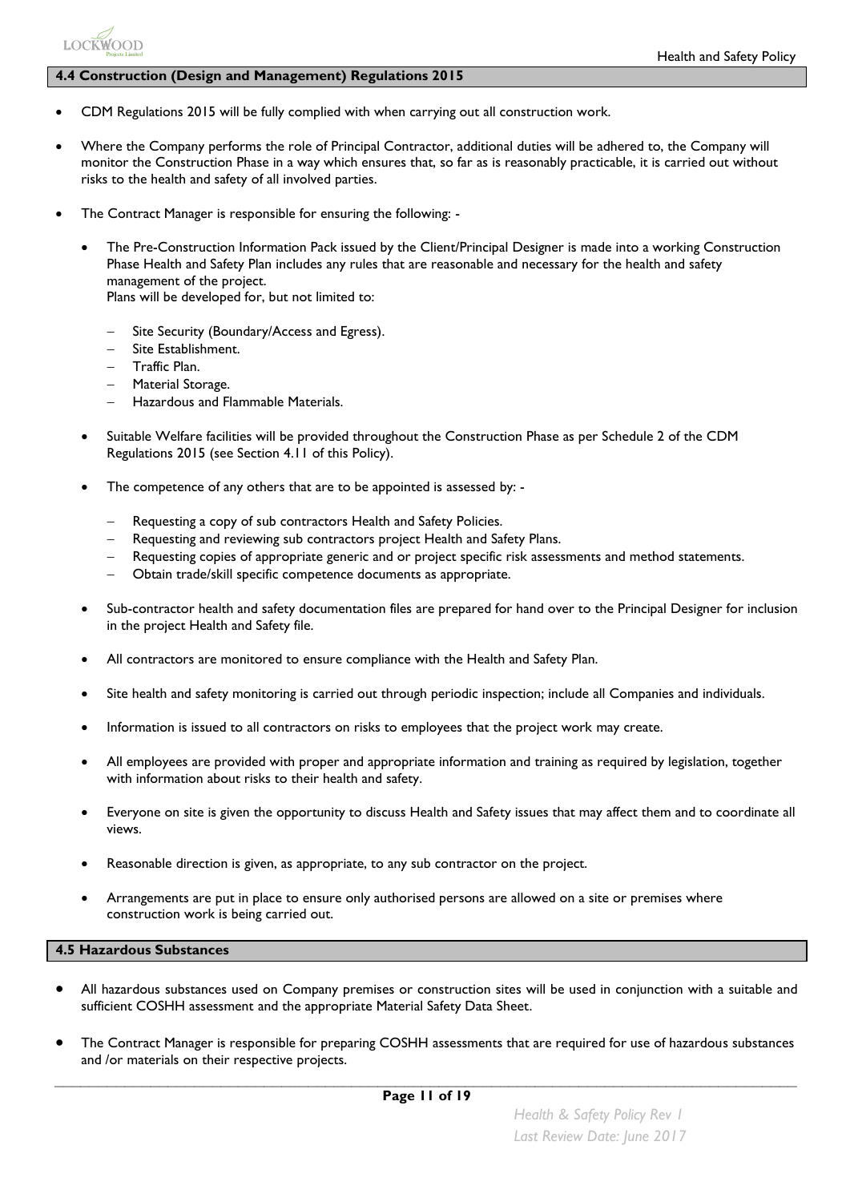## 4.4 Construction (Design and Management) Regulations 2015

- CDM Regulations 2015 will be fully complied with when carrying out all construction work.
- Where the Company performs the role of Principal Contractor, additional duties will be adhered to, the Company will monitor the Construction Phase in a way which ensures that, so far as is reasonably practicable, it is carried out without risks to the health and safety of all involved parties.
- The Contract Manager is responsible for ensuring the following: -
  - The Pre-Construction Information Pack issued by the Client/Principal Designer is made into a working Construction Phase Health and Safety Plan includes any rules that are reasonable and necessary for the health and safety management of the project.
    Plans will be developed for, but not limited to:
    - Site Security (Boundary/Access and Egress).
    - Site Establishment.
    - Traffic Plan.
    - Material Storage.
    - Hazardous and Flammable Materials.
  - Suitable Welfare facilities will be provided throughout the Construction Phase as per Schedule 2 of the CDM Regulations 2015 (see Section 4.11 of this Policy).
  - The competence of any others that are to be appointed is assessed by: -
    - Requesting a copy of sub contractors Health and Safety Policies.
    - Requesting and reviewing sub contractors project Health and Safety Plans.
    - Requesting copies of appropriate generic and or project specific risk assessments and method statements.
    - Obtain trade/skill specific competence documents as appropriate.
  - Sub-contractor health and safety documentation files are prepared for hand over to the Principal Designer for inclusion in the project Health and Safety file.
  - All contractors are monitored to ensure compliance with the Health and Safety Plan.
  - Site health and safety monitoring is carried out through periodic inspection; include all Companies and individuals.
  - Information is issued to all contractors on risks to employees that the project work may create.
  - All employees are provided with proper and appropriate information and training as required by legislation, together with information about risks to their health and safety.
  - Everyone on site is given the opportunity to discuss Health and Safety issues that may affect them and to coordinate all views.
  - Reasonable direction is given, as appropriate, to any sub contractor on the project.
  - Arrangements are put in place to ensure only authorised persons are allowed on a site or premises where construction work is being carried out.

## 4.5 Hazardous Substances

- All hazardous substances used on Company premises or construction sites will be used in conjunction with a suitable and sufficient COSHH assessment and the appropriate Material Safety Data Sheet.
- The Contract Manager is responsible for preparing COSHH assessments that are required for use of hazardous substances and /or materials on their respective projects.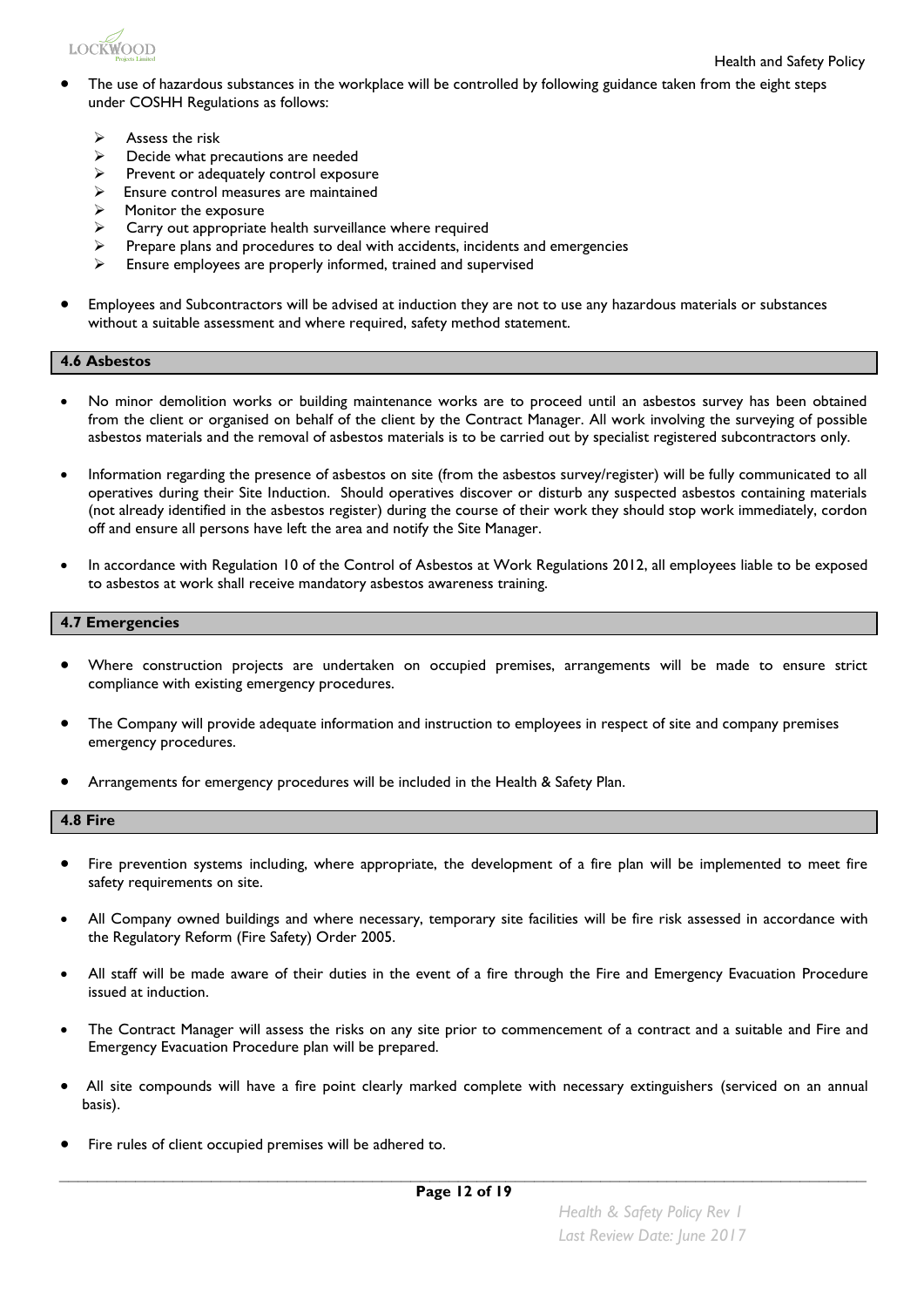- The use of hazardous substances in the workplace will be controlled by following guidance taken from the eight steps under COSHH Regulations as follows:
  - Assess the risk
  - Decide what precautions are needed
  - Prevent or adequately control exposure
  - Ensure control measures are maintained
  - Monitor the exposure
  - Carry out appropriate health surveillance where required
  - Prepare plans and procedures to deal with accidents, incidents and emergencies
  - Ensure employees are properly informed, trained and supervised

- Employees and Subcontractors will be advised at induction they are not to use any hazardous materials or substances without a suitable assessment and where required, safety method statement.

## 4.6 Asbestos

- No minor demolition works or building maintenance works are to proceed until an asbestos survey has been obtained from the client or organised on behalf of the client by the Contract Manager. All work involving the surveying of possible asbestos materials and the removal of asbestos materials is to be carried out by specialist registered subcontractors only.

- Information regarding the presence of asbestos on site (from the asbestos survey/register) will be fully communicated to all operatives during their Site Induction. Should operatives discover or disturb any suspected asbestos containing materials (not already identified in the asbestos register) during the course of their work they should stop work immediately, cordon off and ensure all persons have left the area and notify the Site Manager.

- In accordance with Regulation 10 of the Control of Asbestos at Work Regulations 2012, all employees liable to be exposed to asbestos at work shall receive mandatory asbestos awareness training.

## 4.7 Emergencies

- Where construction projects are undertaken on occupied premises, arrangements will be made to ensure strict compliance with existing emergency procedures.

- The Company will provide adequate information and instruction to employees in respect of site and company premises emergency procedures.

- Arrangements for emergency procedures will be included in the Health & Safety Plan.

## 4.8 Fire

- Fire prevention systems including, where appropriate, the development of a fire plan will be implemented to meet fire safety requirements on site.

- All Company owned buildings and where necessary, temporary site facilities will be fire risk assessed in accordance with the Regulatory Reform (Fire Safety) Order 2005.

- All staff will be made aware of their duties in the event of a fire through the Fire and Emergency Evacuation Procedure issued at induction.

- The Contract Manager will assess the risks on any site prior to commencement of a contract and a suitable and Fire and Emergency Evacuation Procedure plan will be prepared.

- All site compounds will have a fire point clearly marked complete with necessary extinguishers (serviced on an annual basis).

- Fire rules of client occupied premises will be adhered to.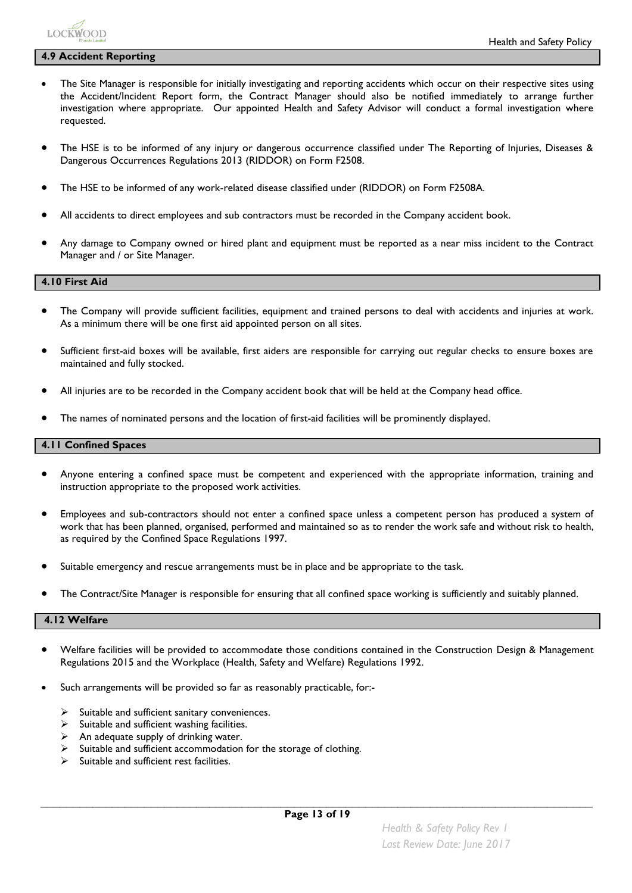### 4.9 Accident Reporting

- The Site Manager is responsible for initially investigating and reporting accidents which occur on their respective sites using the Accident/Incident Report form, the Contract Manager should also be notified immediately to arrange further investigation where appropriate. Our appointed Health and Safety Advisor will conduct a formal investigation where requested.
- The HSE is to be informed of any injury or dangerous occurrence classified under The Reporting of Injuries, Diseases & Dangerous Occurrences Regulations 2013 (RIDDOR) on Form F2508.
- The HSE to be informed of any work-related disease classified under (RIDDOR) on Form F2508A.
- All accidents to direct employees and sub contractors must be recorded in the Company accident book.
- Any damage to Company owned or hired plant and equipment must be reported as a near miss incident to the Contract Manager and / or Site Manager.

### 4.10 First Aid

- The Company will provide sufficient facilities, equipment and trained persons to deal with accidents and injuries at work. As a minimum there will be one first aid appointed person on all sites.
- Sufficient first-aid boxes will be available, first aiders are responsible for carrying out regular checks to ensure boxes are maintained and fully stocked.
- All injuries are to be recorded in the Company accident book that will be held at the Company head office.
- The names of nominated persons and the location of first-aid facilities will be prominently displayed.

### 4.11 Confined Spaces

- Anyone entering a confined space must be competent and experienced with the appropriate information, training and instruction appropriate to the proposed work activities.
- Employees and sub-contractors should not enter a confined space unless a competent person has produced a system of work that has been planned, organised, performed and maintained so as to render the work safe and without risk to health, as required by the Confined Space Regulations 1997.
- Suitable emergency and rescue arrangements must be in place and be appropriate to the task.
- The Contract/Site Manager is responsible for ensuring that all confined space working is sufficiently and suitably planned.

### 4.12 Welfare

- Welfare facilities will be provided to accommodate those conditions contained in the Construction Design & Management Regulations 2015 and the Workplace (Health, Safety and Welfare) Regulations 1992.
- Such arrangements will be provided so far as reasonably practicable, for:-
  - Suitable and sufficient sanitary conveniences.
  - Suitable and sufficient washing facilities.
  - An adequate supply of drinking water.
  - Suitable and sufficient accommodation for the storage of clothing.
  - Suitable and sufficient rest facilities.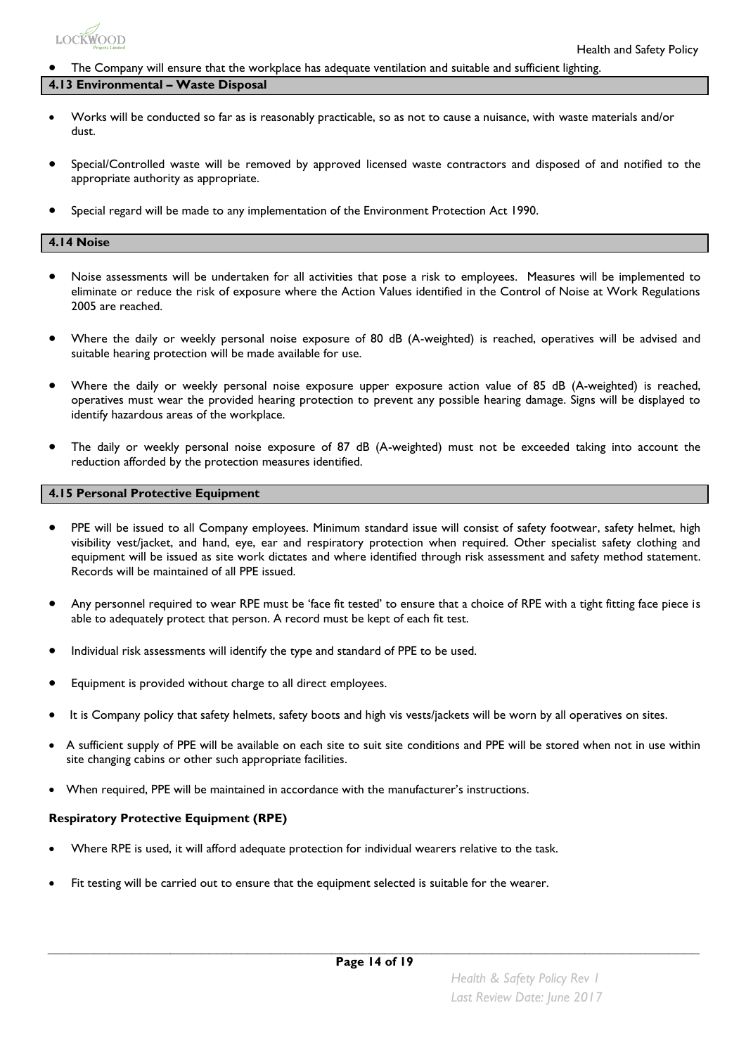- The Company will ensure that the workplace has adequate ventilation and suitable and sufficient lighting.

### 4.13 Environmental – Waste Disposal

- Works will be conducted so far as is reasonably practicable, so as not to cause a nuisance, with waste materials and/or dust.
- Special/Controlled waste will be removed by approved licensed waste contractors and disposed of and notified to the appropriate authority as appropriate.
- Special regard will be made to any implementation of the Environment Protection Act 1990.

### 4.14 Noise

- Noise assessments will be undertaken for all activities that pose a risk to employees. Measures will be implemented to eliminate or reduce the risk of exposure where the Action Values identified in the Control of Noise at Work Regulations 2005 are reached.
- Where the daily or weekly personal noise exposure of 80 dB (A-weighted) is reached, operatives will be advised and suitable hearing protection will be made available for use.
- Where the daily or weekly personal noise exposure upper exposure action value of 85 dB (A-weighted) is reached, operatives must wear the provided hearing protection to prevent any possible hearing damage. Signs will be displayed to identify hazardous areas of the workplace.
- The daily or weekly personal noise exposure of 87 dB (A-weighted) must not be exceeded taking into account the reduction afforded by the protection measures identified.

### 4.15 Personal Protective Equipment

- PPE will be issued to all Company employees. Minimum standard issue will consist of safety footwear, safety helmet, high visibility vest/jacket, and hand, eye, ear and respiratory protection when required. Other specialist safety clothing and equipment will be issued as site work dictates and where identified through risk assessment and safety method statement. Records will be maintained of all PPE issued.
- Any personnel required to wear RPE must be 'face fit tested' to ensure that a choice of RPE with a tight fitting face piece is able to adequately protect that person. A record must be kept of each fit test.
- Individual risk assessments will identify the type and standard of PPE to be used.
- Equipment is provided without charge to all direct employees.
- It is Company policy that safety helmets, safety boots and high vis vests/jackets will be worn by all operatives on sites.
- A sufficient supply of PPE will be available on each site to suit site conditions and PPE will be stored when not in use within site changing cabins or other such appropriate facilities.
- When required, PPE will be maintained in accordance with the manufacturer's instructions.

**Respiratory Protective Equipment (RPE)**

- Where RPE is used, it will afford adequate protection for individual wearers relative to the task.
- Fit testing will be carried out to ensure that the equipment selected is suitable for the wearer.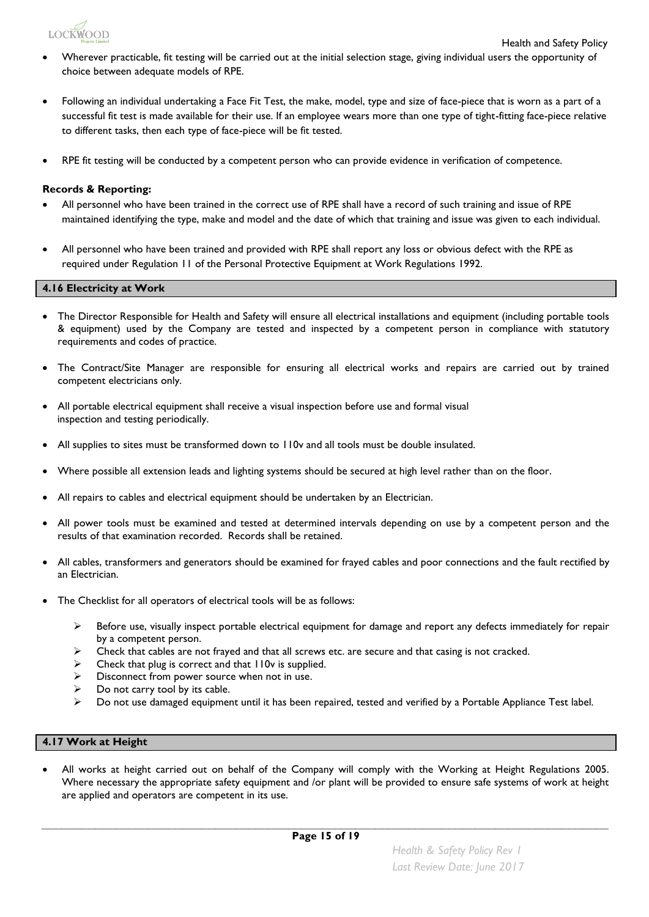- Wherever practicable, fit testing will be carried out at the initial selection stage, giving individual users the opportunity of choice between adequate models of RPE.

- Following an individual undertaking a Face Fit Test, the make, model, type and size of face-piece that is worn as a part of a successful fit test is made available for their use. If an employee wears more than one type of tight-fitting face-piece relative to different tasks, then each type of face-piece will be fit tested.

- RPE fit testing will be conducted by a competent person who can provide evidence in verification of competence.

**Records & Reporting:**

- All personnel who have been trained in the correct use of RPE shall have a record of such training and issue of RPE maintained identifying the type, make and model and the date of which that training and issue was given to each individual.

- All personnel who have been trained and provided with RPE shall report any loss or obvious defect with the RPE as required under Regulation 11 of the Personal Protective Equipment at Work Regulations 1992.

## 4.16 Electricity at Work

- The Director Responsible for Health and Safety will ensure all electrical installations and equipment (including portable tools & equipment) used by the Company are tested and inspected by a competent person in compliance with statutory requirements and codes of practice.

- The Contract/Site Manager are responsible for ensuring all electrical works and repairs are carried out by trained competent electricians only.

- All portable electrical equipment shall receive a visual inspection before use and formal visual inspection and testing periodically.

- All supplies to sites must be transformed down to 110v and all tools must be double insulated.

- Where possible all extension leads and lighting systems should be secured at high level rather than on the floor.

- All repairs to cables and electrical equipment should be undertaken by an Electrician.

- All power tools must be examined and tested at determined intervals depending on use by a competent person and the results of that examination recorded. Records shall be retained.

- All cables, transformers and generators should be examined for frayed cables and poor connections and the fault rectified by an Electrician.

- The Checklist for all operators of electrical tools will be as follows:

    - Before use, visually inspect portable electrical equipment for damage and report any defects immediately for repair by a competent person.
    - Check that cables are not frayed and that all screws etc. are secure and that casing is not cracked.
    - Check that plug is correct and that 110v is supplied.
    - Disconnect from power source when not in use.
    - Do not carry tool by its cable.
    - Do not use damaged equipment until it has been repaired, tested and verified by a Portable Appliance Test label.

## 4.17 Work at Height

- All works at height carried out on behalf of the Company will comply with the Working at Height Regulations 2005. Where necessary the appropriate safety equipment and /or plant will be provided to ensure safe systems of work at height are applied and operators are competent in its use.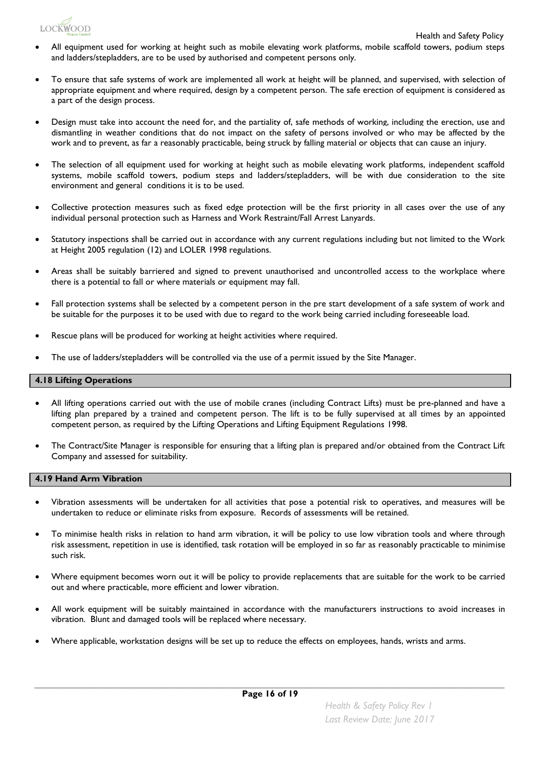- All equipment used for working at height such as mobile elevating work platforms, mobile scaffold towers, podium steps and ladders/stepladders, are to be used by authorised and competent persons only.

- To ensure that safe systems of work are implemented all work at height will be planned, and supervised, with selection of appropriate equipment and where required, design by a competent person. The safe erection of equipment is considered as a part of the design process.

- Design must take into account the need for, and the partiality of, safe methods of working, including the erection, use and dismantling in weather conditions that do not impact on the safety of persons involved or who may be affected by the work and to prevent, as far a reasonably practicable, being struck by falling material or objects that can cause an injury.

- The selection of all equipment used for working at height such as mobile elevating work platforms, independent scaffold systems, mobile scaffold towers, podium steps and ladders/stepladders, will be with due consideration to the site environment and general conditions it is to be used.

- Collective protection measures such as fixed edge protection will be the first priority in all cases over the use of any individual personal protection such as Harness and Work Restraint/Fall Arrest Lanyards.

- Statutory inspections shall be carried out in accordance with any current regulations including but not limited to the Work at Height 2005 regulation (12) and LOLER 1998 regulations.

- Areas shall be suitably barriered and signed to prevent unauthorised and uncontrolled access to the workplace where there is a potential to fall or where materials or equipment may fall.

- Fall protection systems shall be selected by a competent person in the pre start development of a safe system of work and be suitable for the purposes it to be used with due to regard to the work being carried including foreseeable load.

- Rescue plans will be produced for working at height activities where required.

- The use of ladders/stepladders will be controlled via the use of a permit issued by the Site Manager.

### 4.18 Lifting Operations

- All lifting operations carried out with the use of mobile cranes (including Contract Lifts) must be pre-planned and have a lifting plan prepared by a trained and competent person. The lift is to be fully supervised at all times by an appointed competent person, as required by the Lifting Operations and Lifting Equipment Regulations 1998.

- The Contract/Site Manager is responsible for ensuring that a lifting plan is prepared and/or obtained from the Contract Lift Company and assessed for suitability.

### 4.19 Hand Arm Vibration

- Vibration assessments will be undertaken for all activities that pose a potential risk to operatives, and measures will be undertaken to reduce or eliminate risks from exposure. Records of assessments will be retained.

- To minimise health risks in relation to hand arm vibration, it will be policy to use low vibration tools and where through risk assessment, repetition in use is identified, task rotation will be employed in so far as reasonably practicable to minimise such risk.

- Where equipment becomes worn out it will be policy to provide replacements that are suitable for the work to be carried out and where practicable, more efficient and lower vibration.

- All work equipment will be suitably maintained in accordance with the manufacturers instructions to avoid increases in vibration. Blunt and damaged tools will be replaced where necessary.

- Where applicable, workstation designs will be set up to reduce the effects on employees, hands, wrists and arms.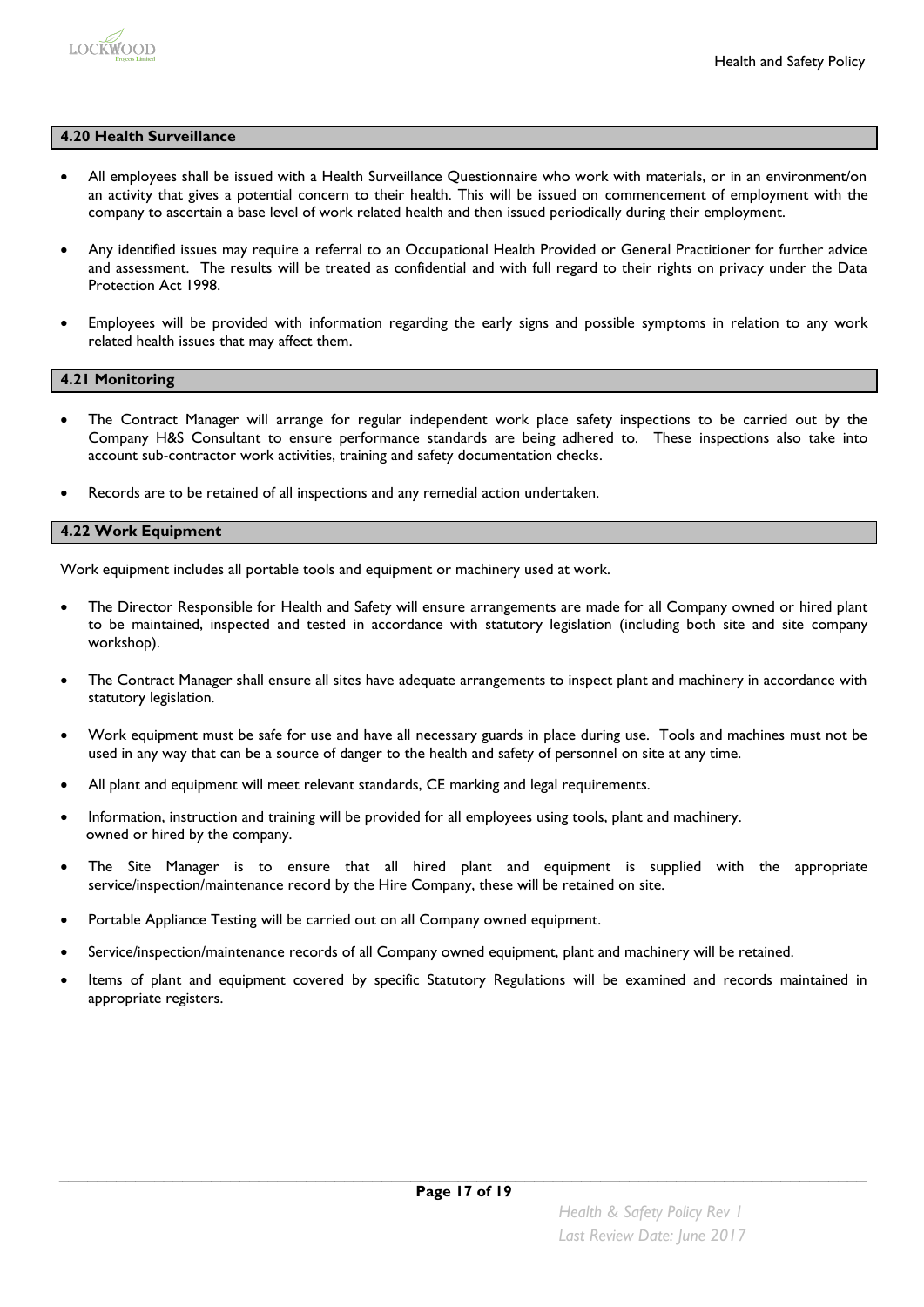### 4.20 Health Surveillance

- All employees shall be issued with a Health Surveillance Questionnaire who work with materials, or in an environment/on an activity that gives a potential concern to their health. This will be issued on commencement of employment with the company to ascertain a base level of work related health and then issued periodically during their employment.
- Any identified issues may require a referral to an Occupational Health Provided or General Practitioner for further advice and assessment. The results will be treated as confidential and with full regard to their rights on privacy under the Data Protection Act 1998.
- Employees will be provided with information regarding the early signs and possible symptoms in relation to any work related health issues that may affect them.

### 4.21 Monitoring

- The Contract Manager will arrange for regular independent work place safety inspections to be carried out by the Company H&S Consultant to ensure performance standards are being adhered to. These inspections also take into account sub-contractor work activities, training and safety documentation checks.
- Records are to be retained of all inspections and any remedial action undertaken.

### 4.22 Work Equipment

Work equipment includes all portable tools and equipment or machinery used at work.

- The Director Responsible for Health and Safety will ensure arrangements are made for all Company owned or hired plant to be maintained, inspected and tested in accordance with statutory legislation (including both site and site company workshop).
- The Contract Manager shall ensure all sites have adequate arrangements to inspect plant and machinery in accordance with statutory legislation.
- Work equipment must be safe for use and have all necessary guards in place during use. Tools and machines must not be used in any way that can be a source of danger to the health and safety of personnel on site at any time.
- All plant and equipment will meet relevant standards, CE marking and legal requirements.
- Information, instruction and training will be provided for all employees using tools, plant and machinery. owned or hired by the company.
- The Site Manager is to ensure that all hired plant and equipment is supplied with the appropriate service/inspection/maintenance record by the Hire Company, these will be retained on site.
- Portable Appliance Testing will be carried out on all Company owned equipment.
- Service/inspection/maintenance records of all Company owned equipment, plant and machinery will be retained.
- Items of plant and equipment covered by specific Statutory Regulations will be examined and records maintained in appropriate registers.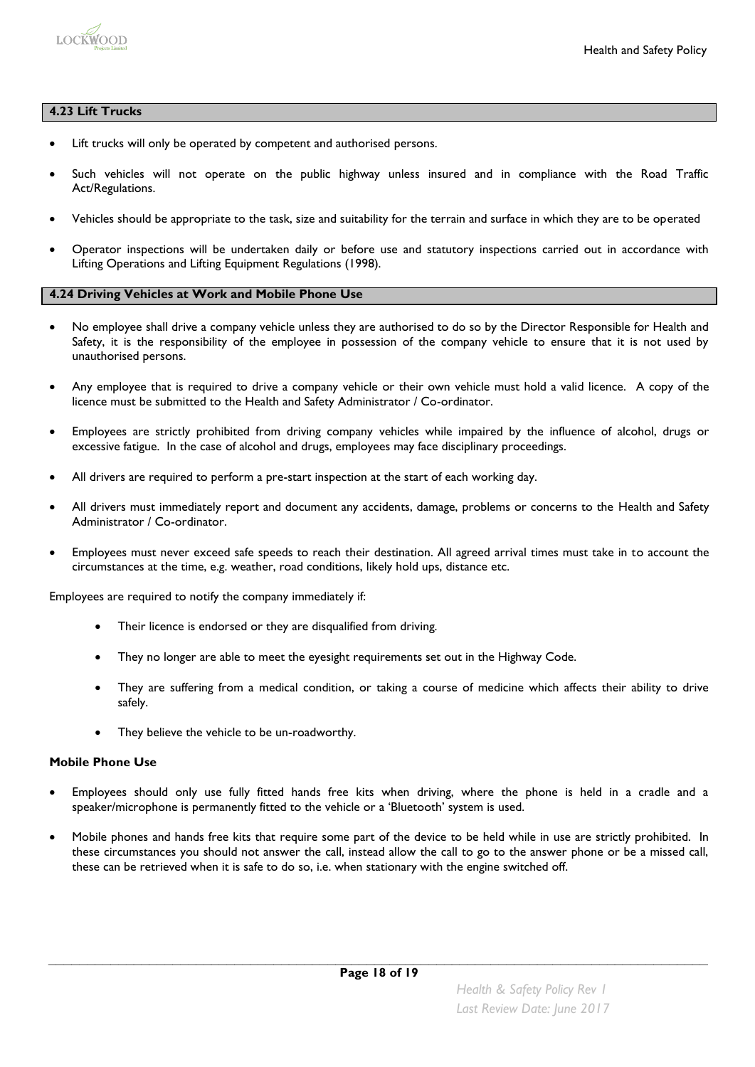## 4.23 Lift Trucks

- Lift trucks will only be operated by competent and authorised persons.
- Such vehicles will not operate on the public highway unless insured and in compliance with the Road Traffic Act/Regulations.
- Vehicles should be appropriate to the task, size and suitability for the terrain and surface in which they are to be operated
- Operator inspections will be undertaken daily or before use and statutory inspections carried out in accordance with Lifting Operations and Lifting Equipment Regulations (1998).

## 4.24 Driving Vehicles at Work and Mobile Phone Use

- No employee shall drive a company vehicle unless they are authorised to do so by the Director Responsible for Health and Safety, it is the responsibility of the employee in possession of the company vehicle to ensure that it is not used by unauthorised persons.
- Any employee that is required to drive a company vehicle or their own vehicle must hold a valid licence. A copy of the licence must be submitted to the Health and Safety Administrator / Co-ordinator.
- Employees are strictly prohibited from driving company vehicles while impaired by the influence of alcohol, drugs or excessive fatigue. In the case of alcohol and drugs, employees may face disciplinary proceedings.
- All drivers are required to perform a pre-start inspection at the start of each working day.
- All drivers must immediately report and document any accidents, damage, problems or concerns to the Health and Safety Administrator / Co-ordinator.
- Employees must never exceed safe speeds to reach their destination. All agreed arrival times must take in to account the circumstances at the time, e.g. weather, road conditions, likely hold ups, distance etc.

Employees are required to notify the company immediately if:

- Their licence is endorsed or they are disqualified from driving.
- They no longer are able to meet the eyesight requirements set out in the Highway Code.
- They are suffering from a medical condition, or taking a course of medicine which affects their ability to drive safely.
- They believe the vehicle to be un-roadworthy.

**Mobile Phone Use**

- Employees should only use fully fitted hands free kits when driving, where the phone is held in a cradle and a speaker/microphone is permanently fitted to the vehicle or a 'Bluetooth' system is used.
- Mobile phones and hands free kits that require some part of the device to be held while in use are strictly prohibited. In these circumstances you should not answer the call, instead allow the call to go to the answer phone or be a missed call, these can be retrieved when it is safe to do so, i.e. when stationary with the engine switched off.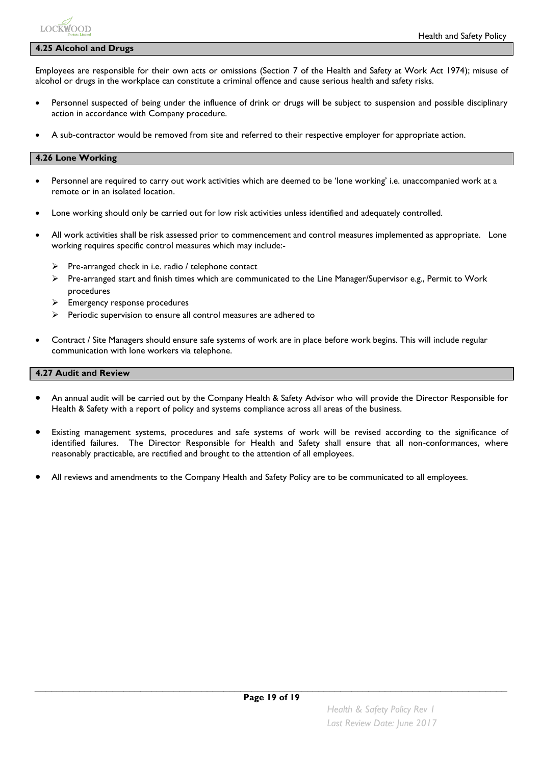### 4.25 Alcohol and Drugs

Employees are responsible for their own acts or omissions (Section 7 of the Health and Safety at Work Act 1974); misuse of alcohol or drugs in the workplace can constitute a criminal offence and cause serious health and safety risks.

- Personnel suspected of being under the influence of drink or drugs will be subject to suspension and possible disciplinary action in accordance with Company procedure.
- A sub-contractor would be removed from site and referred to their respective employer for appropriate action.

### 4.26 Lone Working

- Personnel are required to carry out work activities which are deemed to be 'lone working' i.e. unaccompanied work at a remote or in an isolated location.
- Lone working should only be carried out for low risk activities unless identified and adequately controlled.
- All work activities shall be risk assessed prior to commencement and control measures implemented as appropriate. Lone working requires specific control measures which may include:-
  - Pre-arranged check in i.e. radio / telephone contact
  - Pre-arranged start and finish times which are communicated to the Line Manager/Supervisor e.g., Permit to Work procedures
  - Emergency response procedures
  - Periodic supervision to ensure all control measures are adhered to
- Contract / Site Managers should ensure safe systems of work are in place before work begins. This will include regular communication with lone workers via telephone.

### 4.27 Audit and Review

- An annual audit will be carried out by the Company Health & Safety Advisor who will provide the Director Responsible for Health & Safety with a report of policy and systems compliance across all areas of the business.
- Existing management systems, procedures and safe systems of work will be revised according to the significance of identified failures. The Director Responsible for Health and Safety shall ensure that all non-conformances, where reasonably practicable, are rectified and brought to the attention of all employees.
- All reviews and amendments to the Company Health and Safety Policy are to be communicated to all employees.